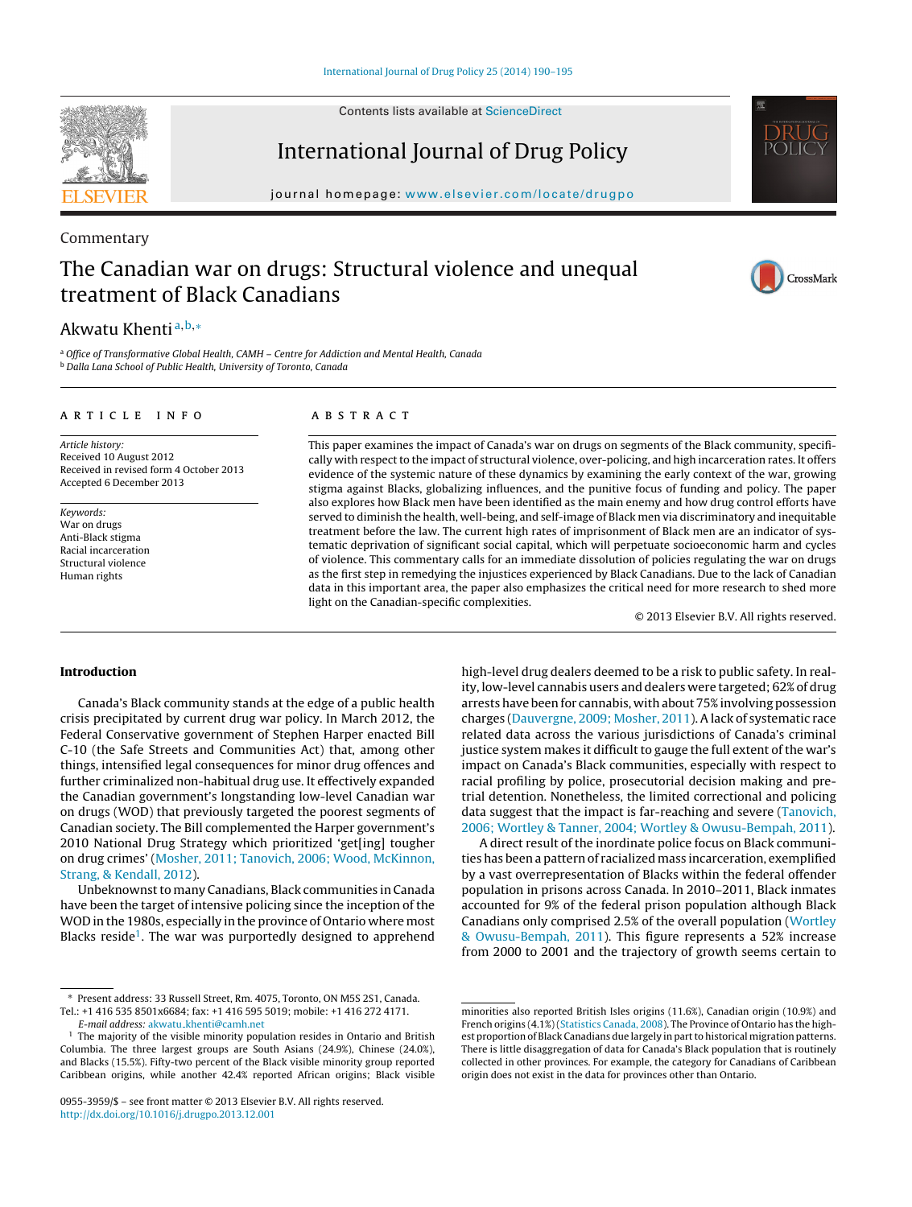Commentary

# The Canadian war on drugs: Structural violence and unequal treatment of Black Canadians

Akwatu Khenti[a,b,*]

[a] Office of Transformative Global Health, CAMH – Centre for Addiction and Mental Health, Canada
[b] Dalla Lana School of Public Health, University of Toronto, Canada

## ARTICLE INFO

*Article history:*
Received 10 August 2012
Received in revised form 4 October 2013
Accepted 6 December 2013

*Keywords:*
War on drugs
Anti-Black stigma
Racial incarceration
Structural violence
Human rights

## ABSTRACT

This paper examines the impact of Canada's war on drugs on segments of the Black community, specifically with respect to the impact of structural violence, over-policing, and high incarceration rates. It offers evidence of the systemic nature of these dynamics by examining the early context of the war, growing stigma against Blacks, globalizing influences, and the punitive focus of funding and policy. The paper also explores how Black men have been identified as the main enemy and how drug control efforts have served to diminish the health, well-being, and self-image of Black men via discriminatory and inequitable treatment before the law. The current high rates of imprisonment of Black men are an indicator of systematic deprivation of significant social capital, which will perpetuate socioeconomic harm and cycles of violence. This commentary calls for an immediate dissolution of policies regulating the war on drugs as the first step in remedying the injustices experienced by Black Canadians. Due to the lack of Canadian data in this important area, the paper also emphasizes the critical need for more research to shed more light on the Canadian-specific complexities.

© 2013 Elsevier B.V. All rights reserved.

## Introduction

Canada's Black community stands at the edge of a public health crisis precipitated by current drug war policy. In March 2012, the Federal Conservative government of Stephen Harper enacted Bill C-10 (the Safe Streets and Communities Act) that, among other things, intensified legal consequences for minor drug offences and further criminalized non-habitual drug use. It effectively expanded the Canadian government's longstanding low-level Canadian war on drugs (WOD) that previously targeted the poorest segments of Canadian society. The Bill complemented the Harper government's 2010 National Drug Strategy which prioritized 'get[ing] tougher on drug crimes' (Mosher, 2011; Tanovich, 2006; Wood, McKinnon, Strang, & Kendall, 2012).

Unbeknownst to many Canadians, Black communities in Canada have been the target of intensive policing since the inception of the WOD in the 1980s, especially in the province of Ontario where most Blacks reside[1]. The war was purportedly designed to apprehend high-level drug dealers deemed to be a risk to public safety. In reality, low-level cannabis users and dealers were targeted; 62% of drug arrests have been for cannabis, with about 75% involving possession charges (Dauvergne, 2009; Mosher, 2011). A lack of systematic race related data across the various jurisdictions of Canada's criminal justice system makes it difficult to gauge the full extent of the war's impact on Canada's Black communities, especially with respect to racial profiling by police, prosecutorial decision making and pre-trial detention. Nonetheless, the limited correctional and policing data suggest that the impact is far-reaching and severe (Tanovich, 2006; Wortley & Tanner, 2004; Wortley & Owusu-Bempah, 2011).

A direct result of the inordinate police focus on Black communities has been a pattern of racialized mass incarceration, exemplified by a vast overrepresentation of Blacks within the federal offender population in prisons across Canada. In 2010–2011, Black inmates accounted for 9% of the federal prison population although Black Canadians only comprised 2.5% of the overall population (Wortley & Owusu-Bempah, 2011). This figure represents a 52% increase from 2000 to 2001 and the trajectory of growth seems certain to

---

* Present address: 33 Russell Street, Rm. 4075, Toronto, ON M5S 2S1, Canada. Tel.: +1 416 535 8501x6684; fax: +1 416 595 5019; mobile: +1 416 272 4171.
*E-mail address:* akwatu_khenti@camh.net

[1] The majority of the visible minority population resides in Ontario and British Columbia. The three largest groups are South Asians (24.9%), Chinese (24.0%), and Blacks (15.5%). Fifty-two percent of the Black visible minority population reported Caribbean origins, while another 42.4% reported African origins; Black visible minorities also reported British Isles origins (11.6%), Canadian origin (10.9%) and French origins (4.1%) (Statistics Canada, 2008). The Province of Ontario has the highest proportion of Black Canadians due largely in part to historical migration patterns. There is little disaggregation of data for Canada's Black population that is routinely collected in other provinces. For example, the category for Canadians of Caribbean origin does not exist in the data for provinces other than Ontario.

0955-3959/$ – see front matter © 2013 Elsevier B.V. All rights reserved.
http://dx.doi.org/10.1016/j.drugpo.2013.12.001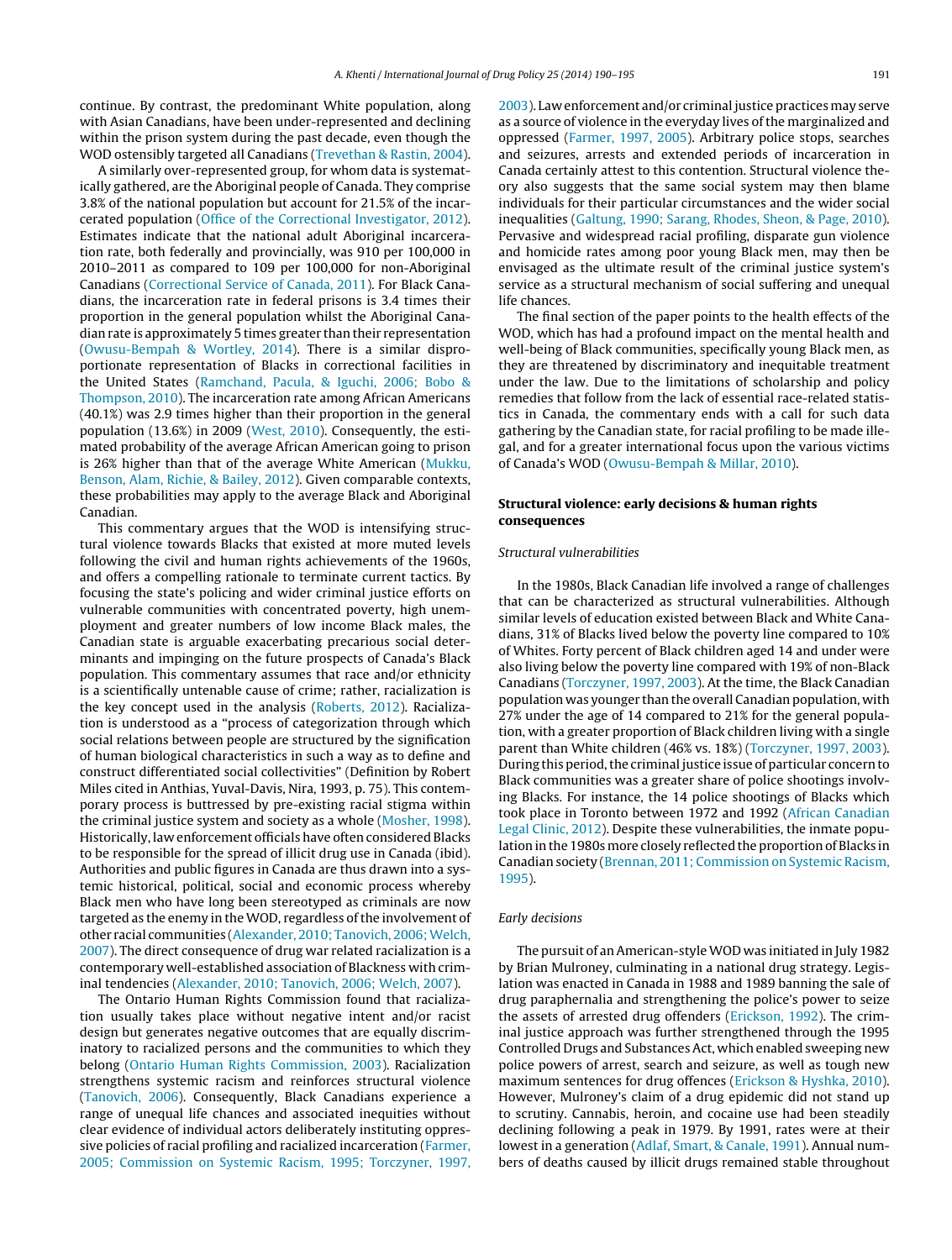continue. By contrast, the predominant White population, along with Asian Canadians, have been under-represented and declining within the prison system during the past decade, even though the WOD ostensibly targeted all Canadians (Trevethan & Rastin, 2004).

A similarly over-represented group, for whom data is systematically gathered, are the Aboriginal people of Canada. They comprise 3.8% of the national population but account for 21.5% of the incarcerated population (Office of the Correctional Investigator, 2012). Estimates indicate that the national adult Aboriginal incarceration rate, both federally and provincially, was 910 per 100,000 in 2010–2011 as compared to 109 per 100,000 for non-Aboriginal Canadians (Correctional Service of Canada, 2011). For Black Canadians, the incarceration rate in federal prisons is 3.4 times their proportion in the general population whilst the Aboriginal Canadian rate is approximately 5 times greater than their representation (Owusu-Bempah & Wortley, 2014). There is a similar disproportionate representation of Blacks in correctional facilities in the United States (Ramchand, Pacula, & Iguchi, 2006; Bobo & Thompson, 2010). The incarceration rate among African Americans (40.1%) was 2.9 times higher than their proportion in the general population (13.6%) in 2009 (West, 2010). Consequently, the estimated probability of the average African American going to prison is 26% higher than that of the average White American (Mukku, Benson, Alam, Richie, & Bailey, 2012). Given comparable contexts, these probabilities may apply to the average Black and Aboriginal Canadian.

This commentary argues that the WOD is intensifying structural violence towards Blacks that existed at more muted levels following the civil and human rights achievements of the 1960s, and offers a compelling rationale to terminate current tactics. By focusing the state's policing and wider criminal justice efforts on vulnerable communities with concentrated poverty, high unemployment and greater numbers of low income Black males, the Canadian state is arguable exacerbating precarious social determinants and impinging on the future prospects of Canada's Black population. This commentary assumes that race and/or ethnicity is a scientifically untenable cause of crime; rather, racialization is the key concept used in the analysis (Roberts, 2012). Racialization is understood as a "process of categorization through which social relations between people are structured by the signification of human biological characteristics in such a way as to define and construct differentiated social collectivities" (Definition by Robert Miles cited in Anthias, Yuval-Davis, Nira, 1993, p. 75). This contemporary process is buttressed by pre-existing racial stigma within the criminal justice system and society as a whole (Mosher, 1998). Historically, law enforcement officials have often considered Blacks to be responsible for the spread of illicit drug use in Canada (ibid). Authorities and public figures in Canada are thus drawn into a systemic historical, political, social and economic process whereby Black men who have long been stereotyped as criminals are now targeted as the enemy in the WOD, regardless of the involvement of other racial communities (Alexander, 2010; Tanovich, 2006; Welch, 2007). The direct consequence of drug war related racialization is a contemporary well-established association of Blackness with criminal tendencies (Alexander, 2010; Tanovich, 2006; Welch, 2007).

The Ontario Human Rights Commission found that racialization usually takes place without negative intent and/or racist design but generates negative outcomes that are equally discriminatory to racialized persons and the communities to which they belong (Ontario Human Rights Commission, 2003). Racialization strengthens systemic racism and reinforces structural violence (Tanovich, 2006). Consequently, Black Canadians experience a range of unequal life chances and associated inequities without clear evidence of individual actors deliberately instituting oppressive policies of racial profiling and racialized incarceration (Farmer, 2005; Commission on Systemic Racism, 1995; Torczyner, 1997, 2003). Law enforcement and/or criminal justice practices may serve as a source of violence in the everyday lives of the marginalized and oppressed (Farmer, 1997, 2005). Arbitrary police stops, searches and seizures, arrests and extended periods of incarceration in Canada certainly attest to this contention. Structural violence theory also suggests that the same social system may then blame individuals for their particular circumstances and the wider social inequalities (Galtung, 1990; Sarang, Rhodes, Sheon, & Page, 2010). Pervasive and widespread racial profiling, disparate gun violence and homicide rates among poor young Black men, may then be envisaged as the ultimate result of the criminal justice system's service as a structural mechanism of social suffering and unequal life chances.

The final section of the paper points to the health effects of the WOD, which has had a profound impact on the mental health and well-being of Black communities, specifically young Black men, as they are threatened by discriminatory and inequitable treatment under the law. Due to the limitations of scholarship and policy remedies that follow from the lack of essential race-related statistics in Canada, the commentary ends with a call for such data gathering by the Canadian state, for racial profiling to be made illegal, and for a greater international focus upon the various victims of Canada's WOD (Owusu-Bempah & Millar, 2010).

## Structural violence: early decisions & human rights consequences

### *Structural vulnerabilities*

In the 1980s, Black Canadian life involved a range of challenges that can be characterized as structural vulnerabilities. Although similar levels of education existed between Black and White Canadians, 31% of Blacks lived below the poverty line compared to 10% of Whites. Forty percent of Black children aged 14 and under were also living below the poverty line compared with 19% of non-Black Canadians (Torczyner, 1997, 2003). At the time, the Black Canadian population was younger than the overall Canadian population, with 27% under the age of 14 compared to 21% for the general population, with a greater proportion of Black children living with a single parent than White children (46% vs. 18%) (Torczyner, 1997, 2003). During this period, the criminal justice issue of particular concern to Black communities was a greater share of police shootings involving Blacks. For instance, the 14 police shootings of Blacks which took place in Toronto between 1972 and 1992 (African Canadian Legal Clinic, 2012). Despite these vulnerabilities, the inmate population in the 1980s more closely reflected the proportion of Blacks in Canadian society (Brennan, 2011; Commission on Systemic Racism, 1995).

### *Early decisions*

The pursuit of an American-style WOD was initiated in July 1982 by Brian Mulroney, culminating in a national drug strategy. Legislation was enacted in Canada in 1988 and 1989 banning the sale of drug paraphernalia and strengthening the police's power to seize the assets of arrested drug offenders (Erickson, 1992). The criminal justice approach was further strengthened through the 1995 Controlled Drugs and Substances Act, which enabled sweeping new police powers of arrest, search and seizure, as well as tough new maximum sentences for drug offences (Erickson & Hyshka, 2010). However, Mulroney's claim of a drug epidemic did not stand up to scrutiny. Cannabis, heroin, and cocaine use had been steadily declining following a peak in 1979. By 1991, rates were at their lowest in a generation (Adlaf, Smart, & Canale, 1991). Annual numbers of deaths caused by illicit drugs remained stable throughout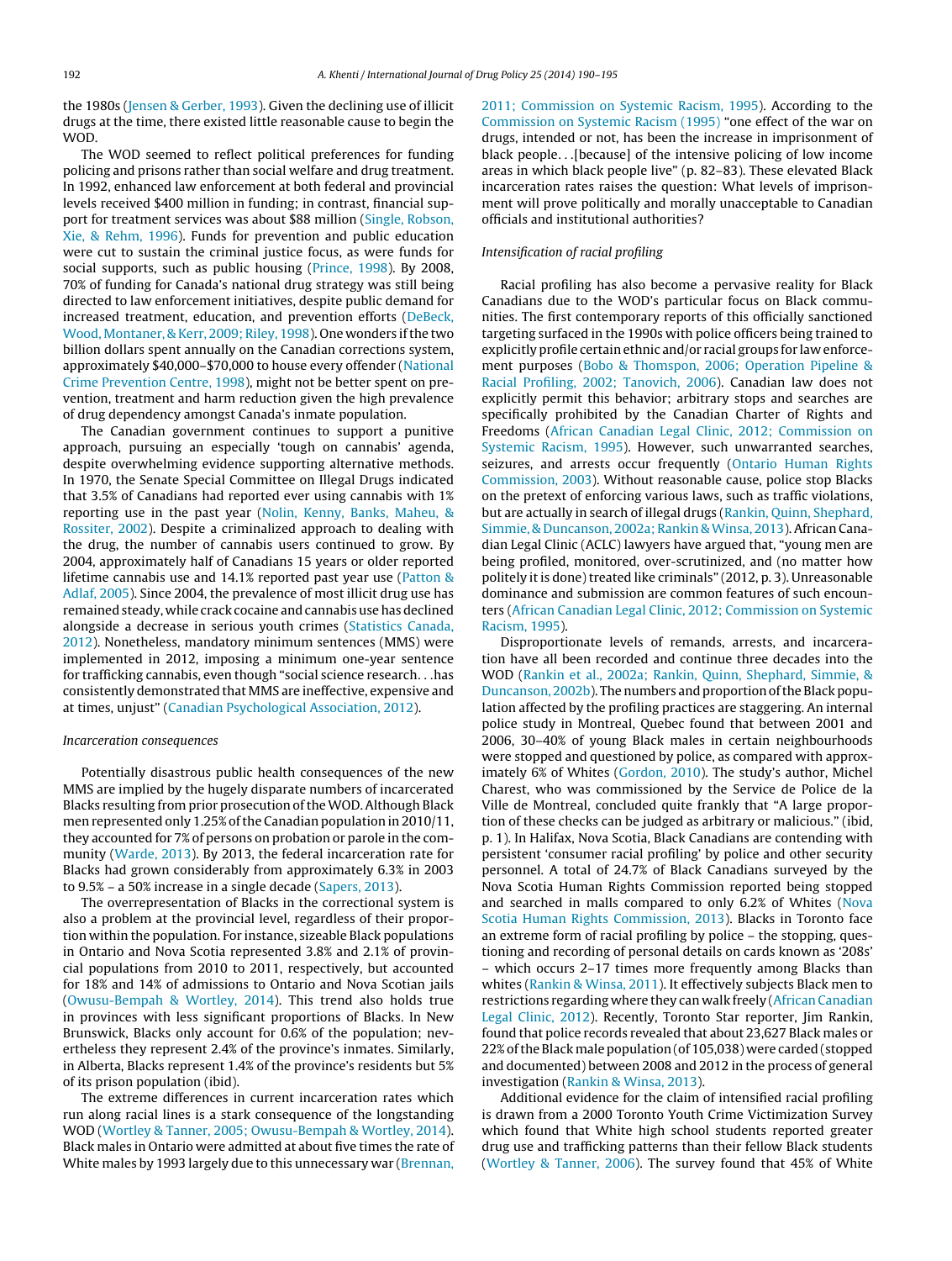the 1980s (Jensen & Gerber, 1993). Given the declining use of illicit drugs at the time, there existed little reasonable cause to begin the WOD.

The WOD seemed to reflect political preferences for funding policing and prisons rather than social welfare and drug treatment. In 1992, enhanced law enforcement at both federal and provincial levels received $400 million in funding; in contrast, financial support for treatment services was about $88 million (Single, Robson, Xie, & Rehm, 1996). Funds for prevention and public education were cut to sustain the criminal justice focus, as were funds for social supports, such as public housing (Prince, 1998). By 2008, 70% of funding for Canada's national drug strategy was still being directed to law enforcement initiatives, despite public demand for increased treatment, education, and prevention efforts (DeBeck, Wood, Montaner, & Kerr, 2009; Riley, 1998). One wonders if the two billion dollars spent annually on the Canadian corrections system, approximately $40,000–$70,000 to house every offender (National Crime Prevention Centre, 1998), might not be better spent on prevention, treatment and harm reduction given the high prevalence of drug dependency amongst Canada's inmate population.

The Canadian government continues to support a punitive approach, pursuing an especially 'tough on cannabis' agenda, despite overwhelming evidence supporting alternative methods. In 1970, the Senate Special Committee on Illegal Drugs indicated that 3.5% of Canadians had reported ever using cannabis with 1% reporting use in the past year (Nolin, Kenny, Banks, Maheu, & Rossiter, 2002). Despite a criminalized approach to dealing with the drug, the number of cannabis users continued to grow. By 2004, approximately half of Canadians 15 years or older reported lifetime cannabis use and 14.1% reported past year use (Patton & Adlaf, 2005). Since 2004, the prevalence of most illicit drug use has remained steady, while crack cocaine and cannabis use has declined alongside a decrease in serious youth crimes (Statistics Canada, 2012). Nonetheless, mandatory minimum sentences (MMS) were implemented in 2012, imposing a minimum one-year sentence for trafficking cannabis, even though "social science research. . .has consistently demonstrated that MMS are ineffective, expensive and at times, unjust" (Canadian Psychological Association, 2012).

*Incarceration consequences*

Potentially disastrous public health consequences of the new MMS are implied by the hugely disparate numbers of incarcerated Blacks resulting from prior prosecution of the WOD. Although Black men represented only 1.25% of the Canadian population in 2010/11, they accounted for 7% of persons on probation or parole in the community (Warde, 2013). By 2013, the federal incarceration rate for Blacks had grown considerably from approximately 6.3% in 2003 to 9.5% – a 50% increase in a single decade (Sapers, 2013).

The overrepresentation of Blacks in the correctional system is also a problem at the provincial level, regardless of their proportion within the population. For instance, sizeable Black populations in Ontario and Nova Scotia represented 3.8% and 2.1% of provincial populations from 2010 to 2011, respectively, but accounted for 18% and 14% of admissions to Ontario and Nova Scotian jails (Owusu-Bempah & Wortley, 2014). This trend also holds true in provinces with less significant proportions of Blacks. In New Brunswick, Blacks only account for 0.6% of the population; nevertheless they represent 2.4% of the province's inmates. Similarly, in Alberta, Blacks represent 1.4% of the province's residents but 5% of its prison population (ibid).

The extreme differences in current incarceration rates which run along racial lines is a stark consequence of the longstanding WOD (Wortley & Tanner, 2005; Owusu-Bempah & Wortley, 2014). Black males in Ontario were admitted at about five times the rate of White males by 1993 largely due to this unnecessary war (Brennan, 2011; Commission on Systemic Racism, 1995). According to the Commission on Systemic Racism (1995) "one effect of the war on drugs, intended or not, has been the increase in imprisonment of black people. . .[because] of the intensive policing of low income areas in which black people live" (p. 82–83). These elevated Black incarceration rates raises the question: What levels of imprisonment will prove politically and morally unacceptable to Canadian officials and institutional authorities?

*Intensification of racial profiling*

Racial profiling has also become a pervasive reality for Black Canadians due to the WOD's particular focus on Black communities. The first contemporary reports of this officially sanctioned targeting surfaced in the 1990s with police officers being trained to explicitly profile certain ethnic and/or racial groups for law enforcement purposes (Bobo & Thomspon, 2006; Operation Pipeline & Racial Profiling, 2002; Tanovich, 2006). Canadian law does not explicitly permit this behavior; arbitrary stops and searches are specifically prohibited by the Canadian Charter of Rights and Freedoms (African Canadian Legal Clinic, 2012; Commission on Systemic Racism, 1995). However, such unwarranted searches, seizures, and arrests occur frequently (Ontario Human Rights Commission, 2003). Without reasonable cause, police stop Blacks on the pretext of enforcing various laws, such as traffic violations, but are actually in search of illegal drugs (Rankin, Quinn, Shephard, Simmie, & Duncanson, 2002a; Rankin & Winsa, 2013). African Canadian Legal Clinic (ACLC) lawyers have argued that, "young men are being profiled, monitored, over-scrutinized, and (no matter how politely it is done) treated like criminals" (2012, p. 3). Unreasonable dominance and submission are common features of such encounters (African Canadian Legal Clinic, 2012; Commission on Systemic Racism, 1995).

Disproportionate levels of remands, arrests, and incarceration have all been recorded and continue three decades into the WOD (Rankin et al., 2002a; Rankin, Quinn, Shephard, Simmie, & Duncanson, 2002b). The numbers and proportion of the Black population affected by the profiling practices are staggering. An internal police study in Montreal, Quebec found that between 2001 and 2006, 30–40% of young Black males in certain neighbourhoods were stopped and questioned by police, as compared with approximately 6% of Whites (Gordon, 2010). The study's author, Michel Charest, who was commissioned by the Service de Police de la Ville de Montreal, concluded quite frankly that "A large proportion of these checks can be judged as arbitrary or malicious." (ibid, p. 1). In Halifax, Nova Scotia, Black Canadians are contending with persistent 'consumer racial profiling' by police and other security personnel. A total of 24.7% of Black Canadians surveyed by the Nova Scotia Human Rights Commission reported being stopped and searched in malls compared to only 6.2% of Whites (Nova Scotia Human Rights Commission, 2013). Blacks in Toronto face an extreme form of racial profiling by police – the stopping, questioning and recording of personal details on cards known as '208s' – which occurs 2–17 times more frequently among Blacks than whites (Rankin & Winsa, 2011). It effectively subjects Black men to restrictions regarding where they can walk freely (African Canadian Legal Clinic, 2012). Recently, Toronto Star reporter, Jim Rankin, found that police records revealed that about 23,627 Black males or 22% of the Black male population (of 105,038) were carded (stopped and documented) between 2008 and 2012 in the process of general investigation (Rankin & Winsa, 2013).

Additional evidence for the claim of intensified racial profiling is drawn from a 2000 Toronto Youth Crime Victimization Survey which found that White high school students reported greater drug use and trafficking patterns than their fellow Black students (Wortley & Tanner, 2006). The survey found that 45% of White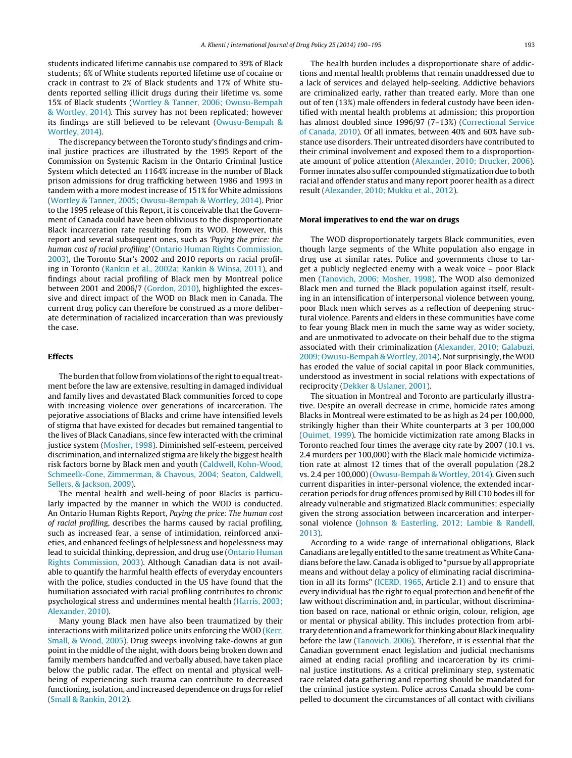students indicated lifetime cannabis use compared to 39% of Black students; 6% of White students reported lifetime use of cocaine or crack in contrast to 2% of Black students and 17% of White students reported selling illicit drugs during their lifetime vs. some 15% of Black students (Wortley & Tanner, 2006; Owusu-Bempah & Wortley, 2014). This survey has not been replicated; however its findings are still believed to be relevant (Owusu-Bempah & Wortley, 2014).

The discrepancy between the Toronto study's findings and criminal justice practices are illustrated by the 1995 Report of the Commission on Systemic Racism in the Ontario Criminal Justice System which detected an 1164% increase in the number of Black prison admissions for drug trafficking between 1986 and 1993 in tandem with a more modest increase of 151% for White admissions (Wortley & Tanner, 2005; Owusu-Bempah & Wortley, 2014). Prior to the 1995 release of this Report, it is conceivable that the Government of Canada could have been oblivious to the disproportionate Black incarceration rate resulting from its WOD. However, this report and several subsequent ones, such as *'Paying the price: the human cost of racial profiling'* (Ontario Human Rights Commission, 2003), the Toronto Star's 2002 and 2010 reports on racial profiling in Toronto (Rankin et al., 2002a; Rankin & Winsa, 2011), and findings about racial profiling of Black men by Montreal police between 2001 and 2006/7 (Gordon, 2010), highlighted the excessive and direct impact of the WOD on Black men in Canada. The current drug policy can therefore be construed as a more deliberate determination of racialized incarceration than was previously the case.

### Effects

The burden that follow from violations of the right to equal treatment before the law are extensive, resulting in damaged individual and family lives and devastated Black communities forced to cope with increasing violence over generations of incarceration. The pejorative associations of Blacks and crime have intensified levels of stigma that have existed for decades but remained tangential to the lives of Black Canadians, since few interacted with the criminal justice system (Mosher, 1998). Diminished self-esteem, perceived discrimination, and internalized stigma are likely the biggest health risk factors borne by Black men and youth (Caldwell, Kohn-Wood, Schmeelk-Cone, Zimmerman, & Chavous, 2004; Seaton, Caldwell, Sellers, & Jackson, 2009).

The mental health and well-being of poor Blacks is particularly impacted by the manner in which the WOD is conducted. An Ontario Human Rights Report, *Paying the price: The human cost of racial profiling*, describes the harms caused by racial profiling, such as increased fear, a sense of intimidation, reinforced anxieties, and enhanced feelings of helplessness and hopelessness may lead to suicidal thinking, depression, and drug use (Ontario Human Rights Commission, 2003). Although Canadian data is not available to quantify the harmful health effects of everyday encounters with the police, studies conducted in the US have found that the humiliation associated with racial profiling contributes to chronic psychological stress and undermines mental health (Harris, 2003; Alexander, 2010).

Many young Black men have also been traumatized by their interactions with militarized police units enforcing the WOD (Kerr, Small, & Wood, 2005). Drug sweeps involving take-downs at gun point in the middle of the night, with doors being broken down and family members handcuffed and verbally abused, have taken place below the public radar. The effect on mental and physical well-being of experiencing such trauma can contribute to decreased functioning, isolation, and increased dependence on drugs for relief (Small & Rankin, 2012).

The health burden includes a disproportionate share of addictions and mental health problems that remain unaddressed due to a lack of services and delayed help-seeking. Addictive behaviors are criminalized early, rather than treated early. More than one out of ten (13%) male offenders in federal custody have been identified with mental health problems at admission; this proportion has almost doubled since 1996/97 (7–13%) (Correctional Service of Canada, 2010). Of all inmates, between 40% and 60% have substance use disorders. Their untreated disorders have contributed to their criminal involvement and exposed them to a disproportionate amount of police attention (Alexander, 2010; Drucker, 2006). Former inmates also suffer compounded stigmatization due to both racial and offender status and many report poorer health as a direct result (Alexander, 2010; Mukku et al., 2012).

### Moral imperatives to end the war on drugs

The WOD disproportionately targets Black communities, even though large segments of the White population also engage in drug use at similar rates. Police and governments chose to target a publicly neglected enemy with a weak voice – poor Black men (Tanovich, 2006; Mosher, 1998). The WOD also demonized Black men and turned the Black population against itself, resulting in an intensification of interpersonal violence between young, poor Black men which serves as a reflection of deepening structural violence. Parents and elders in these communities have come to fear young Black men in much the same way as wider society, and are unmotivated to advocate on their behalf due to the stigma associated with their criminalization (Alexander, 2010; Galabuzi, 2009; Owusu-Bempah & Wortley, 2014). Not surprisingly, the WOD has eroded the value of social capital in poor Black communities, understood as investment in social relations with expectations of reciprocity (Dekker & Uslaner, 2001).

The situation in Montreal and Toronto are particularly illustrative. Despite an overall decrease in crime, homicide rates among Blacks in Montreal were estimated to be as high as 24 per 100,000, strikingly higher than their White counterparts at 3 per 100,000 (Ouimet, 1999). The homicide victimization rate among Blacks in Toronto reached four times the average city rate by 2007 (10.1 vs. 2.4 murders per 100,000) with the Black male homicide victimization rate at almost 12 times that of the overall population (28.2 vs. 2.4 per 100,000) (Owusu-Bempah & Wortley, 2014). Given such current disparities in inter-personal violence, the extended incarceration periods for drug offences promised by Bill C10 bodes ill for already vulnerable and stigmatized Black communities; especially given the strong association between incarceration and interpersonal violence (Johnson & Easterling, 2012; Lambie & Randell, 2013).

According to a wide range of international obligations, Black Canadians are legally entitled to the same treatment as White Canadians before the law. Canada is obliged to "pursue by all appropriate means and without delay a policy of eliminating racial discrimination in all its forms" (ICERD, 1965, Article 2.1) and to ensure that every individual has the right to equal protection and benefit of the law without discrimination and, in particular, without discrimination based on race, national or ethnic origin, colour, religion, age or mental or physical ability. This includes protection from arbitrary detention and a framework for thinking about Black inequality before the law (Tanovich, 2006). Therefore, it is essential that the Canadian government enact legislation and judicial mechanisms aimed at ending racial profiling and incarceration by its criminal justice institutions. As a critical preliminary step, systematic race related data gathering and reporting should be mandated for the criminal justice system. Police across Canada should be compelled to document the circumstances of all contact with civilians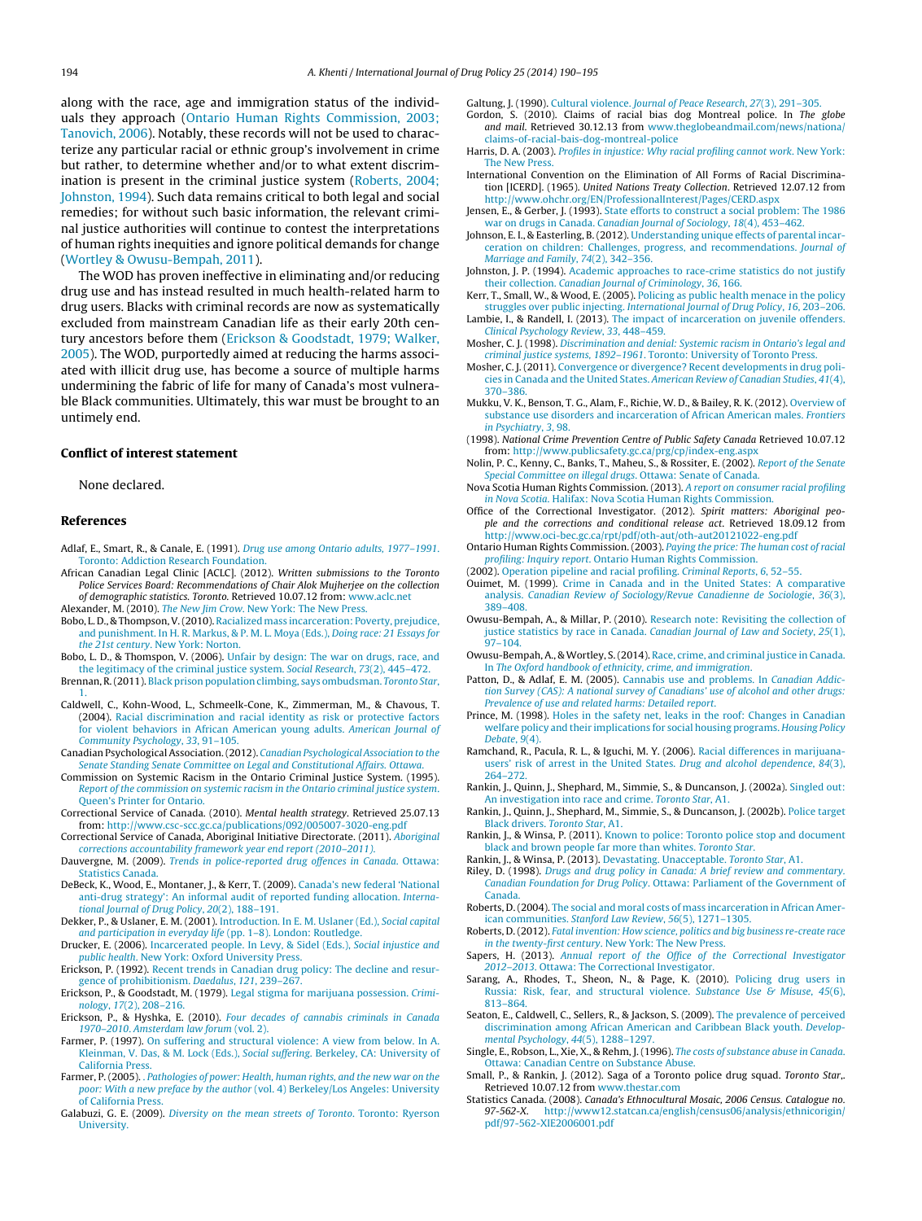along with the race, age and immigration status of the individuals they approach (Ontario Human Rights Commission, 2003; Tanovich, 2006). Notably, these records will not be used to characterize any particular racial or ethnic group's involvement in crime but rather, to determine whether and/or to what extent discrimination is present in the criminal justice system (Roberts, 2004; Johnston, 1994). Such data remains critical to both legal and social remedies; for without such basic information, the relevant criminal justice authorities will continue to contest the interpretations of human rights inequities and ignore political demands for change (Wortley & Owusu-Bempah, 2011).

The WOD has proven ineffective in eliminating and/or reducing drug use and has instead resulted in much health-related harm to drug users. Blacks with criminal records are now as systematically excluded from mainstream Canadian life as their early 20th century ancestors before them (Erickson & Goodstadt, 1979; Walker, 2005). The WOD, purportedly aimed at reducing the harms associated with illicit drug use, has become a source of multiple harms undermining the fabric of life for many of Canada's most vulnerable Black communities. Ultimately, this war must be brought to an untimely end.

## Conflict of interest statement

None declared.

## References

Adlaf, E., Smart, R., & Canale, E. (1991). *Drug use among Ontario adults, 1977–1991*. Toronto: Addiction Research Foundation.

African Canadian Legal Clinic [ACLC]. (2012). *Written submissions to the Toronto Police Services Board: Recommendations of Chair Alok Mujherjee on the collection of demographic statistics. Toronto.* Retrieved 10.07.12 from: www.aclc.net

Alexander, M. (2010). *The New Jim Crow*. New York: The New Press.

Bobo, L. D., & Thompson, V. (2010). Racialized mass incarceration: Poverty, prejudice, and punishment. In H. R. Markus, & P. M. L. Moya (Eds.), *Doing race: 21 Essays for the 21st century*. New York: Norton.

Bobo, L. D., & Thomspon, V. (2006). Unfair by design: The war on drugs, race, and the legitimacy of the criminal justice system. *Social Research*, *73*(2), 445–472.

Brennan, R. (2011). Black prison population climbing, says ombudsman. *Toronto Star*, 1.

Caldwell, C., Kohn-Wood, L., Schmeelk-Cone, K., Zimmerman, M., & Chavous, T. (2004). Racial discrimination and racial identity as risk or protective factors for violent behaviors in African American young adults. *American Journal of Community Psychology*, *33*, 91–105.

Canadian Psychological Association. (2012). *Canadian Psychological Association to the Senate Standing Senate Committee on Legal and Constitutional Affairs. Ottawa.*

Commission on Systemic Racism in the Ontario Criminal Justice System. (1995). *Report of the commission on systemic racism in the Ontario criminal justice system*. Queen's Printer for Ontario.

Correctional Service of Canada. (2010). *Mental health strategy*. Retrieved 25.07.13 from: http://www.csc-scc.gc.ca/publications/092/005007-3020-eng.pdf

Correctional Service of Canada, Aboriginal Initiative Directorate. (2011). *Aboriginal corrections accountability framework year end report (2010–2011).*

Dauvergne, M. (2009). *Trends in police-reported drug offences in Canada*. Ottawa: Statistics Canada.

DeBeck, K., Wood, E., Montaner, J., & Kerr, T. (2009). Canada's new federal 'National anti-drug strategy': An informal audit of reported funding allocation. *International Journal of Drug Policy*, *20*(2), 188–191.

Dekker, P., & Uslaner, E. M. (2001). Introduction. In E. M. Uslaner (Ed.), *Social capital and participation in everyday life* (pp. 1–8). London: Routledge.

Drucker, E. (2006). Incarcerated people. In Levy, & Sidel (Eds.), *Social injustice and public health*. New York: Oxford University Press.

Erickson, P. (1992). Recent trends in Canadian drug policy: The decline and resurgence of prohibitionism. *Daedalus*, *121*, 239–267.

Erickson, P., & Goodstadt, M. (1979). Legal stigma for marijuana possession. *Criminology*, *17*(2), 208–216.

Erickson, P., & Hyshka, E. (2010). *Four decades of cannabis criminals in Canada 1970–2010*. *Amsterdam law forum* (vol. 2).

Farmer, P. (1997). On suffering and structural violence: A view from below. In A. Kleinman, V. Das, & M. Lock (Eds.), *Social suffering*. Berkeley, CA: University of California Press.

Farmer, P. (2005). . *Pathologies of power: Health, human rights, and the new war on the poor: With a new preface by the author* (vol. 4) Berkeley/Los Angeles: University of California Press.

Galabuzi, G. E. (2009). *Diversity on the mean streets of Toronto*. Toronto: Ryerson University.

Galtung, J. (1990). Cultural violence. *Journal of Peace Research*, *27*(3), 291–305.

Gordon, S. (2010). Claims of racial bias dog Montreal police. In *The globe and mail*. Retrieved 30.12.13 from www.theglobeandmail.com/news/national/claims-of-racial-bais-dog-montreal-police

Harris, D. A. (2003). *Profiles in injustice: Why racial profiling cannot work*. New York: The New Press.

International Convention on the Elimination of All Forms of Racial Discrimination [ICERD]. (1965). *United Nations Treaty Collection*. Retrieved 12.07.12 from http://www.ohchr.org/EN/ProfessionalInterest/Pages/CERD.aspx

Jensen, E., & Gerber, J. (1993). State efforts to construct a social problem: The 1986 war on drugs in Canada. *Canadian Journal of Sociology*, *18*(4), 453–462.

Johnson, E. I., & Easterling, B. (2012). Understanding unique effects of parental incarceration on children: Challenges, progress, and recommendations. *Journal of Marriage and Family*, *74*(2), 342–356.

Johnston, J. P. (1994). Academic approaches to race-crime statistics do not justify their collection. *Canadian Journal of Criminology*, *36*, 166.

Kerr, T., Small, W., & Wood, E. (2005). Policing as public health menace in the policy struggles over public injecting. *International Journal of Drug Policy*, *16*, 203–206.

Lambie, I., & Randell, I. (2013). The impact of incarceration on juvenile offenders. *Clinical Psychology Review*, *33*, 448–459.

Mosher, C. J. (1998). *Discrimination and denial: Systemic racism in Ontario's legal and criminal justice systems, 1892–1961*. Toronto: University of Toronto Press.

Mosher, C. J. (2011). Convergence or divergence? Recent developments in drug policies in Canada and the United States. *American Review of Canadian Studies*, *41*(4), 370–386.

Mukku, V. K., Benson, T. G., Alam, F., Richie, W. D., & Bailey, R. K. (2012). Overview of substance use disorders and incarceration of African American males. *Frontiers in Psychiatry*, *3*, 98.

(1998). *National Crime Prevention Centre of Public Safety Canada* Retrieved 10.07.12 from: http://www.publicsafety.gc.ca/prg/cp/index-eng.aspx

Nolin, P. C., Kenny, C., Banks, T., Maheu, S., & Rossiter, E. (2002). *Report of the Senate Special Committee on illegal drugs*. Ottawa: Senate of Canada.

Nova Scotia Human Rights Commission. (2013). *A report on consumer racial profiling in Nova Scotia*. Halifax: Nova Scotia Human Rights Commission.

Office of the Correctional Investigator. (2012). *Spirit matters: Aboriginal people and the corrections and conditional release act*. Retrieved 18.09.12 from http://www.oci-bec.gc.ca/rpt/pdf/oth-aut/oth-aut20121022-eng.pdf

Ontario Human Rights Commission. (2003). *Paying the price: The human cost of racial profiling: Inquiry report*. Ontario Human Rights Commission.

(2002). Operation pipeline and racial profiling. *Criminal Reports*, *6*, 52–55.

Ouimet, M. (1999). Crime in Canada and in the United States: A comparative analysis. *Canadian Review of Sociology/Revue Canadienne de Sociologie*, *36*(3), 389–408.

Owusu-Bempah, A., & Millar, P. (2010). Research note: Revisiting the collection of justice statistics by race in Canada. *Canadian Journal of Law and Society*, *25*(1), 97–104.

Owusu-Bempah, A., & Wortley, S. (2014). Race, crime, and criminal justice in Canada. In *The Oxford handbook of ethnicity, crime, and immigration*.

Patton, D., & Adlaf, E. M. (2005). Cannabis use and problems. In *Canadian Addiction Survey (CAS): A national survey of Canadians' use of alcohol and other drugs: Prevalence of use and related harms: Detailed report*.

Prince, M. (1998). Holes in the safety net, leaks in the roof: Changes in Canadian welfare policy and their implications for social housing programs. *Housing Policy Debate*, *9*(4).

Ramchand, R., Pacula, R. L., & Iguchi, M. Y. (2006). Racial differences in marijuana-users' risk of arrest in the United States. *Drug and alcohol dependence*, *84*(3), 264–272.

Rankin, J., Quinn, J., Shephard, M., Simmie, S., & Duncanson, J. (2002a). Singled out: An investigation into race and crime. *Toronto Star*, A1.

Rankin, J., Quinn, J., Shephard, M., Simmie, S., & Duncanson, J. (2002b). Police target Black drivers. *Toronto Star*, A1.

Rankin, J., & Winsa, P. (2011). Known to police: Toronto police stop and document black and brown people far more than whites. *Toronto Star*.

Rankin, J., & Winsa, P. (2013). Devastating. Unacceptable. *Toronto Star*, A1.

Riley, D. (1998). *Drugs and drug policy in Canada: A brief review and commentary. Canadian Foundation for Drug Policy*. Ottawa: Parliament of the Government of Canada.

Roberts, D. (2004). The social and moral costs of mass incarceration in African American communities. *Stanford Law Review*, *56*(5), 1271–1305.

Roberts, D. (2012). *Fatal invention: How science, politics and big business re-create race in the twenty-first century*. New York: The New Press.

Sapers, H. (2013). *Annual report of the Office of the Correctional Investigator 2012–2013*. Ottawa: The Correctional Investigator.

Sarang, A., Rhodes, T., Sheon, N., & Page, K. (2010). Policing drug users in Russia: Risk, fear, and structural violence. *Substance Use & Misuse*, *45*(6), 813–864.

Seaton, E., Caldwell, C., Sellers, R., & Jackson, S. (2009). The prevalence of perceived discrimination among African American and Caribbean Black youth. *Developmental Psychology*, *44*(5), 1288–1297.

Single, E., Robson, L., Xie, X., & Rehm, J. (1996). *The costs of substance abuse in Canada*. Ottawa: Canadian Centre on Substance Abuse.

Small, P., & Rankin, J. (2012). Saga of a Toronto police drug squad. *Toronto Star*,. Retrieved 10.07.12 from www.thestar.com

Statistics Canada. (2008). *Canada's Ethnocultural Mosaic, 2006 Census. Catalogue no. 97-562-X.* http://www12.statcan.ca/english/census06/analysis/ethnicorigin/pdf/97-562-XIE2006001.pdf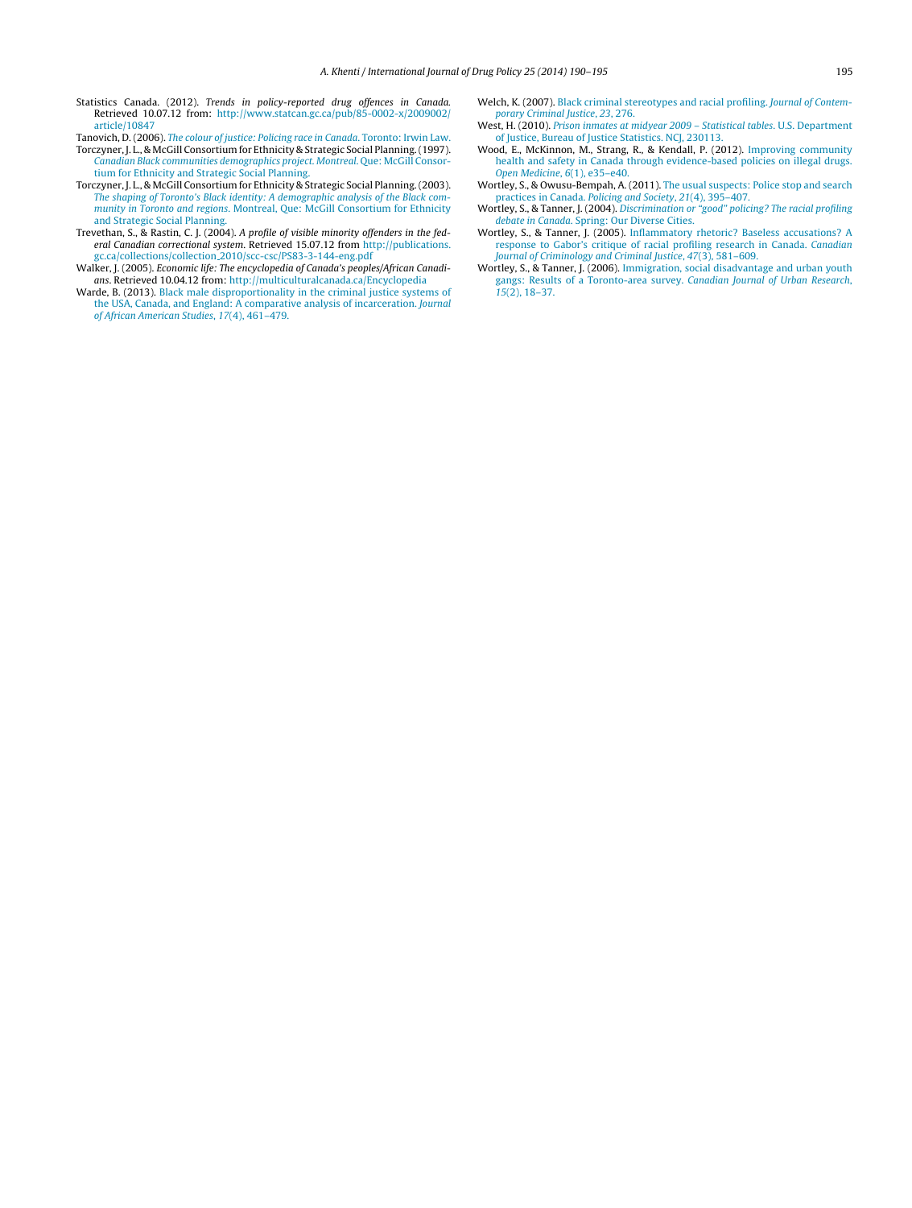Statistics Canada. (2012). *Trends in policy-reported drug offences in Canada.* Retrieved 10.07.12 from: http://www.statcan.gc.ca/pub/85-0002-x/2009002/article/10847

Tanovich, D. (2006). *The colour of justice: Policing race in Canada*. Toronto: Irwin Law.

Torczyner, J. L., & McGill Consortium for Ethnicity & Strategic Social Planning. (1997). *Canadian Black communities demographics project. Montreal*. Que: McGill Consortium for Ethnicity and Strategic Social Planning.

Torczyner, J. L., & McGill Consortium for Ethnicity & Strategic Social Planning. (2003). *The shaping of Toronto's Black identity: A demographic analysis of the Black community in Toronto and regions*. Montreal, Que: McGill Consortium for Ethnicity and Strategic Social Planning.

Trevethan, S., & Rastin, C. J. (2004). *A profile of visible minority offenders in the federal Canadian correctional system*. Retrieved 15.07.12 from http://publications.gc.ca/collections/collection_2010/scc-csc/PS83-3-144-eng.pdf

Walker, J. (2005). *Economic life: The encyclopedia of Canada's peoples/African Canadians*. Retrieved 10.04.12 from: http://multiculturalcanada.ca/Encyclopedia

Warde, B. (2013). Black male disproportionality in the criminal justice systems of the USA, Canada, and England: A comparative analysis of incarceration. *Journal of African American Studies*, *17*(4), 461–479.

Welch, K. (2007). Black criminal stereotypes and racial profiling. *Journal of Contemporary Criminal Justice*, *23*, 276.

West, H. (2010). *Prison inmates at midyear 2009 – Statistical tables*. U.S. Department of Justice, Bureau of Justice Statistics. NCJ, 230113.

Wood, E., McKinnon, M., Strang, R., & Kendall, P. (2012). Improving community health and safety in Canada through evidence-based policies on illegal drugs. *Open Medicine*, *6*(1), e35–e40.

Wortley, S., & Owusu-Bempah, A. (2011). The usual suspects: Police stop and search practices in Canada. *Policing and Society*, *21*(4), 395–407.

Wortley, S., & Tanner, J. (2004). *Discrimination or "good" policing? The racial profiling debate in Canada*. Spring: Our Diverse Cities.

Wortley, S., & Tanner, J. (2005). Inflammatory rhetoric? Baseless accusations? A response to Gabor's critique of racial profiling research in Canada. *Canadian Journal of Criminology and Criminal Justice*, *47*(3), 581–609.

Wortley, S., & Tanner, J. (2006). Immigration, social disadvantage and urban youth gangs: Results of a Toronto-area survey. *Canadian Journal of Urban Research*, *15*(2), 18–37.